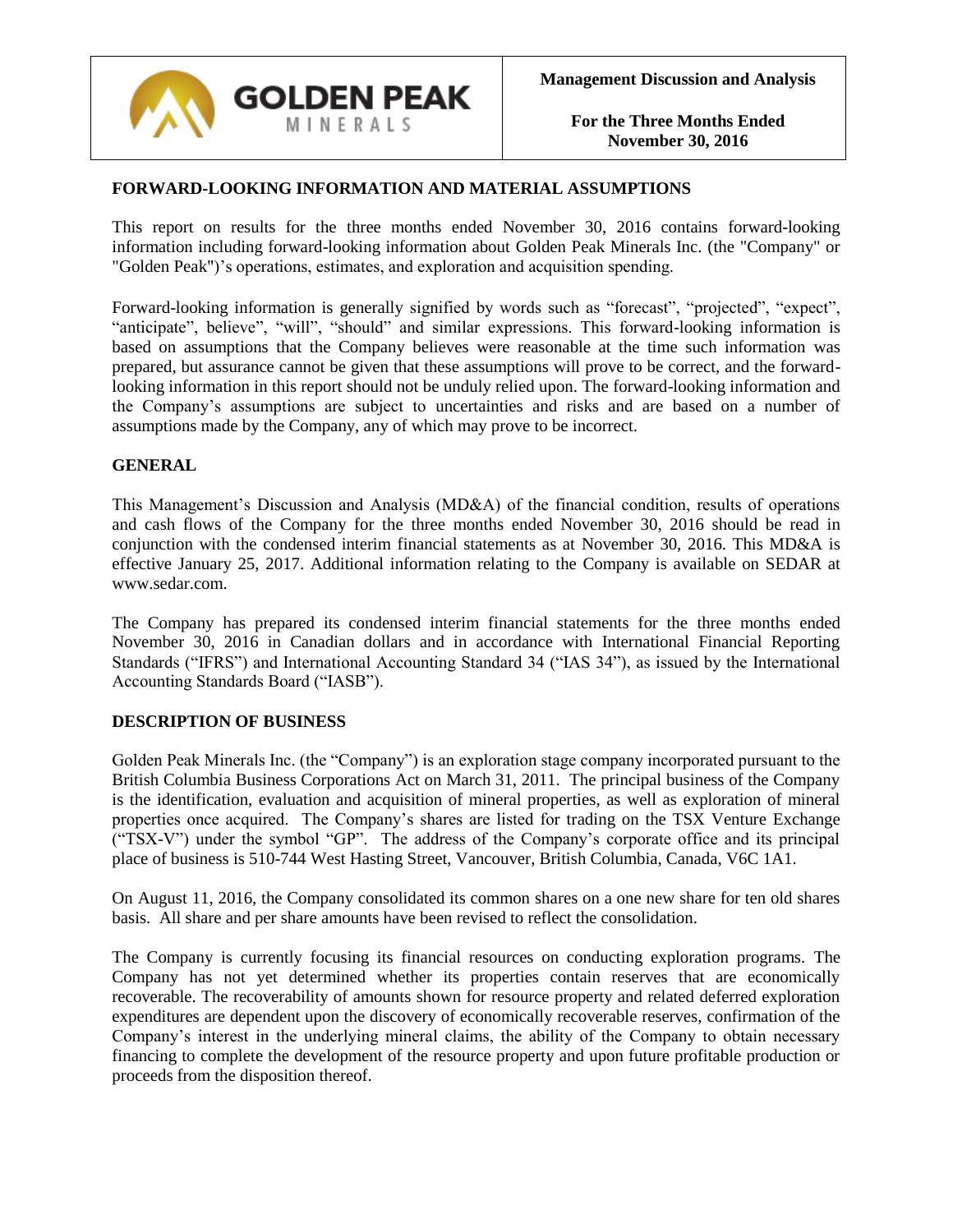**Management Discussion and Analysis**

**For the Three Months Ended November 30, 2016**

## FORWARD-LOOKING INFORMATION AND MATERIAL ASSUMPTIONS

This report on results for the three months ended November 30, 2016 contains forward-looking information including forward-looking information about Golden Peak Minerals Inc. (the "Company" or "Golden Peak")'s operations, estimates, and exploration and acquisition spending.

Forward-looking information is generally signified by words such as "forecast", "projected", "expect", "anticipate", believe", "will", "should" and similar expressions. This forward-looking information is based on assumptions that the Company believes were reasonable at the time such information was prepared, but assurance cannot be given that these assumptions will prove to be correct, and the forward-looking information in this report should not be unduly relied upon. The forward-looking information and the Company's assumptions are subject to uncertainties and risks and are based on a number of assumptions made by the Company, any of which may prove to be incorrect.

## GENERAL

This Management's Discussion and Analysis (MD&A) of the financial condition, results of operations and cash flows of the Company for the three months ended November 30, 2016 should be read in conjunction with the condensed interim financial statements as at November 30, 2016. This MD&A is effective January 25, 2017. Additional information relating to the Company is available on SEDAR at www.sedar.com.

The Company has prepared its condensed interim financial statements for the three months ended November 30, 2016 in Canadian dollars and in accordance with International Financial Reporting Standards ("IFRS") and International Accounting Standard 34 ("IAS 34"), as issued by the International Accounting Standards Board ("IASB").

## DESCRIPTION OF BUSINESS

Golden Peak Minerals Inc. (the "Company") is an exploration stage company incorporated pursuant to the British Columbia Business Corporations Act on March 31, 2011. The principal business of the Company is the identification, evaluation and acquisition of mineral properties, as well as exploration of mineral properties once acquired. The Company's shares are listed for trading on the TSX Venture Exchange ("TSX-V") under the symbol "GP". The address of the Company's corporate office and its principal place of business is 510-744 West Hasting Street, Vancouver, British Columbia, Canada, V6C 1A1.

On August 11, 2016, the Company consolidated its common shares on a one new share for ten old shares basis. All share and per share amounts have been revised to reflect the consolidation.

The Company is currently focusing its financial resources on conducting exploration programs. The Company has not yet determined whether its properties contain reserves that are economically recoverable. The recoverability of amounts shown for resource property and related deferred exploration expenditures are dependent upon the discovery of economically recoverable reserves, confirmation of the Company's interest in the underlying mineral claims, the ability of the Company to obtain necessary financing to complete the development of the resource property and upon future profitable production or proceeds from the disposition thereof.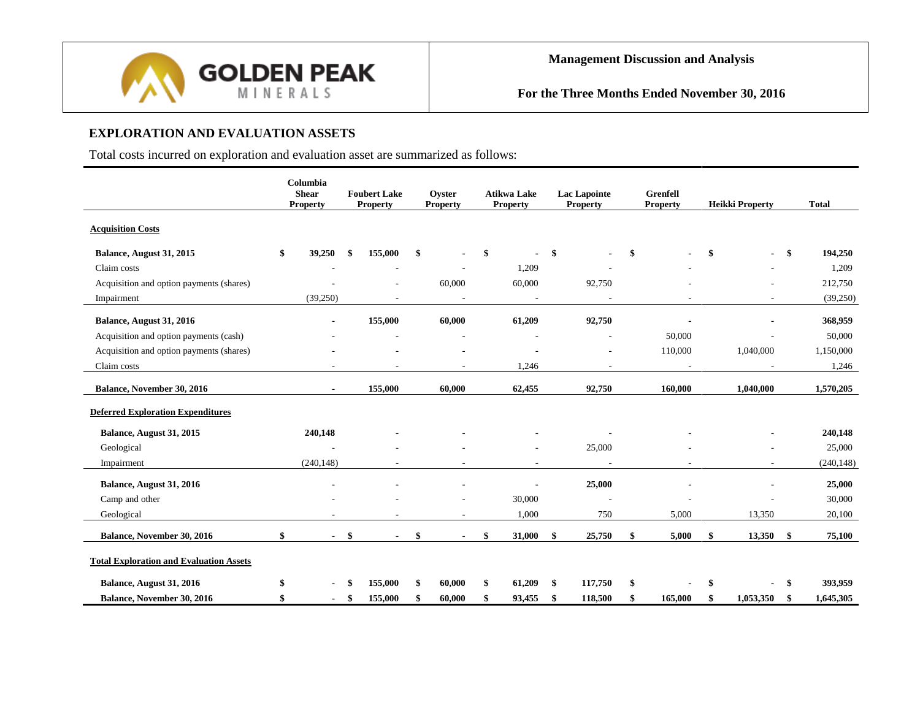## EXPLORATION AND EVALUATION ASSETS

Total costs incurred on exploration and evaluation asset are summarized as follows:

| | Columbia Shear Property | Foubert Lake Property | Oyster Property | Atikwa Lake Property | Lac Lapointe Property | Grenfell Property | Heikki Property | Total |
|---|---|---|---|---|---|---|---|---|
| **Acquisition Costs** | | | | | | | | |
| **Balance, August 31, 2015** | $ 39,250 | $ 155,000 | $ - | $ - | $ - | $ - | $ - | $ 194,250 |
| Claim costs | - | - | - | 1,209 | - | - | - | 1,209 |
| Acquisition and option payments (shares) | - | - | 60,000 | 60,000 | 92,750 | - | - | 212,750 |
| Impairment | (39,250) | - | - | - | - | - | - | (39,250) |
| **Balance, August 31, 2016** | - | 155,000 | 60,000 | 61,209 | 92,750 | - | - | 368,959 |
| Acquisition and option payments (cash) | - | - | - | - | - | 50,000 | - | 50,000 |
| Acquisition and option payments (shares) | - | - | - | - | - | 110,000 | 1,040,000 | 1,150,000 |
| Claim costs | - | - | - | 1,246 | - | - | - | 1,246 |
| **Balance, November 30, 2016** | - | 155,000 | 60,000 | 62,455 | 92,750 | 160,000 | 1,040,000 | 1,570,205 |
| **Deferred Exploration Expenditures** | | | | | | | | |
| **Balance, August 31, 2015** | 240,148 | - | - | - | - | - | - | 240,148 |
| Geological | - | - | - | - | 25,000 | - | - | 25,000 |
| Impairment | (240,148) | - | - | - | - | - | - | (240,148) |
| **Balance, August 31, 2016** | - | - | - | - | 25,000 | - | - | 25,000 |
| Camp and other | - | - | - | 30,000 | - | - | - | 30,000 |
| Geological | - | - | - | 1,000 | 750 | 5,000 | 13,350 | 20,100 |
| **Balance, November 30, 2016** | $ - | $ - | $ - | $ 31,000 | $ 25,750 | $ 5,000 | $ 13,350 | $ 75,100 |
| **Total Exploration and Evaluation Assets** | | | | | | | | |
| **Balance, August 31, 2016** | $ - | $ 155,000 | $ 60,000 | $ 61,209 | $ 117,750 | $ - | $ - | $ 393,959 |
| **Balance, November 30, 2016** | $ - | $ 155,000 | $ 60,000 | $ 93,455 | $ 118,500 | $ 165,000 | $ 1,053,350 | $ 1,645,305 |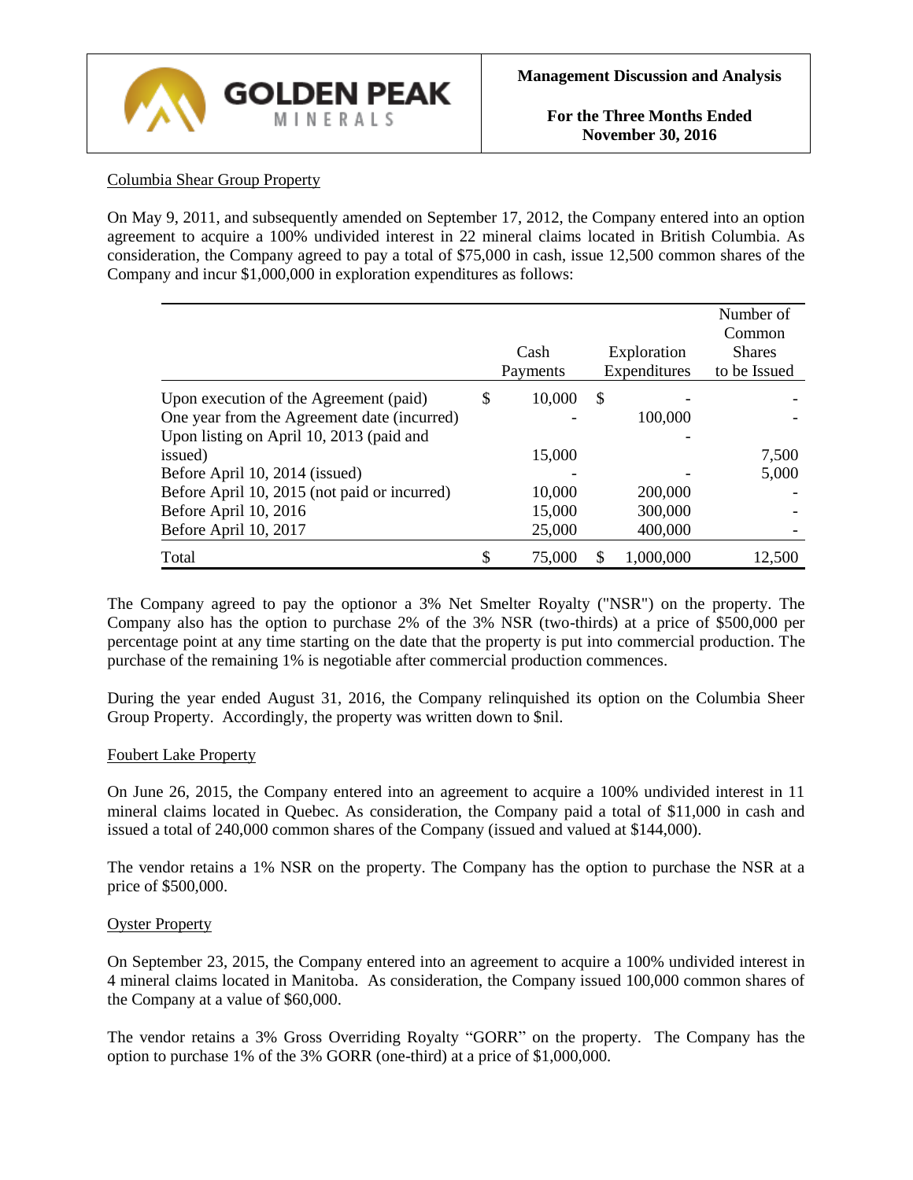Columbia Shear Group Property

On May 9, 2011, and subsequently amended on September 17, 2012, the Company entered into an option agreement to acquire a 100% undivided interest in 22 mineral claims located in British Columbia. As consideration, the Company agreed to pay a total of $75,000 in cash, issue 12,500 common shares of the Company and incur $1,000,000 in exploration expenditures as follows:

| | Cash Payments | Exploration Expenditures | Number of Common Shares to be Issued |
|---|---|---|---|
| Upon execution of the Agreement (paid) | $ 10,000 | $ - | - |
| One year from the Agreement date (incurred) | - | 100,000 | - |
| Upon listing on April 10, 2013 (paid and issued) | 15,000 | - | 7,500 |
| Before April 10, 2014 (issued) | - | - | 5,000 |
| Before April 10, 2015 (not paid or incurred) | 10,000 | 200,000 | - |
| Before April 10, 2016 | 15,000 | 300,000 | - |
| Before April 10, 2017 | 25,000 | 400,000 | - |
| Total | $ 75,000 | $ 1,000,000 | 12,500 |

The Company agreed to pay the optionor a 3% Net Smelter Royalty ("NSR") on the property. The Company also has the option to purchase 2% of the 3% NSR (two-thirds) at a price of $500,000 per percentage point at any time starting on the date that the property is put into commercial production. The purchase of the remaining 1% is negotiable after commercial production commences.

During the year ended August 31, 2016, the Company relinquished its option on the Columbia Sheer Group Property. Accordingly, the property was written down to $nil.

Foubert Lake Property

On June 26, 2015, the Company entered into an agreement to acquire a 100% undivided interest in 11 mineral claims located in Quebec. As consideration, the Company paid a total of $11,000 in cash and issued a total of 240,000 common shares of the Company (issued and valued at $144,000).

The vendor retains a 1% NSR on the property. The Company has the option to purchase the NSR at a price of $500,000.

Oyster Property

On September 23, 2015, the Company entered into an agreement to acquire a 100% undivided interest in 4 mineral claims located in Manitoba. As consideration, the Company issued 100,000 common shares of the Company at a value of $60,000.

The vendor retains a 3% Gross Overriding Royalty "GORR" on the property. The Company has the option to purchase 1% of the 3% GORR (one-third) at a price of $1,000,000.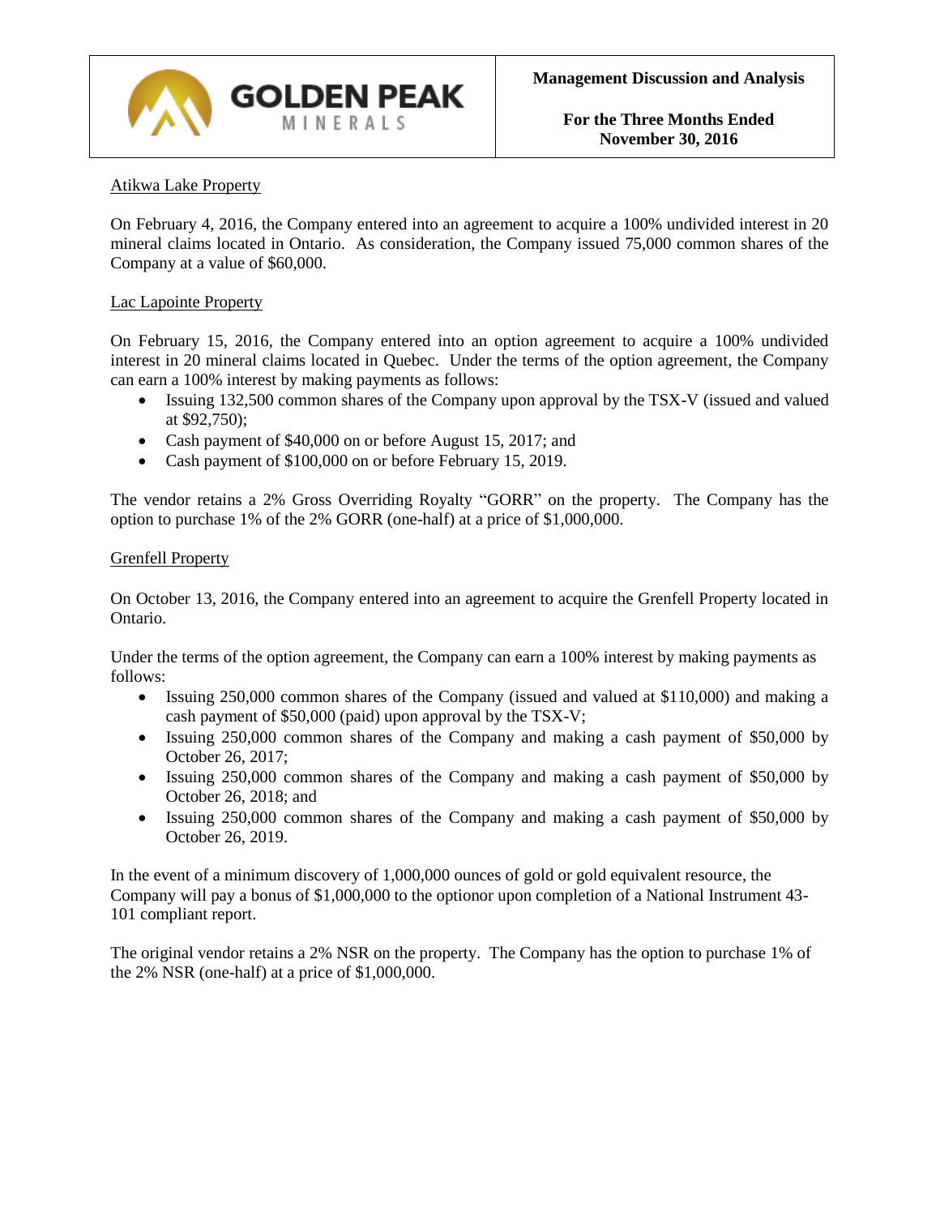## Atikwa Lake Property

On February 4, 2016, the Company entered into an agreement to acquire a 100% undivided interest in 20 mineral claims located in Ontario. As consideration, the Company issued 75,000 common shares of the Company at a value of $60,000.

## Lac Lapointe Property

On February 15, 2016, the Company entered into an option agreement to acquire a 100% undivided interest in 20 mineral claims located in Quebec. Under the terms of the option agreement, the Company can earn a 100% interest by making payments as follows:

- Issuing 132,500 common shares of the Company upon approval by the TSX-V (issued and valued at $92,750);
- Cash payment of $40,000 on or before August 15, 2017; and
- Cash payment of $100,000 on or before February 15, 2019.

The vendor retains a 2% Gross Overriding Royalty "GORR" on the property. The Company has the option to purchase 1% of the 2% GORR (one-half) at a price of $1,000,000.

## Grenfell Property

On October 13, 2016, the Company entered into an agreement to acquire the Grenfell Property located in Ontario.

Under the terms of the option agreement, the Company can earn a 100% interest by making payments as follows:

- Issuing 250,000 common shares of the Company (issued and valued at $110,000) and making a cash payment of $50,000 (paid) upon approval by the TSX-V;
- Issuing 250,000 common shares of the Company and making a cash payment of $50,000 by October 26, 2017;
- Issuing 250,000 common shares of the Company and making a cash payment of $50,000 by October 26, 2018; and
- Issuing 250,000 common shares of the Company and making a cash payment of $50,000 by October 26, 2019.

In the event of a minimum discovery of 1,000,000 ounces of gold or gold equivalent resource, the Company will pay a bonus of $1,000,000 to the optionor upon completion of a National Instrument 43-101 compliant report.

The original vendor retains a 2% NSR on the property. The Company has the option to purchase 1% of the 2% NSR (one-half) at a price of $1,000,000.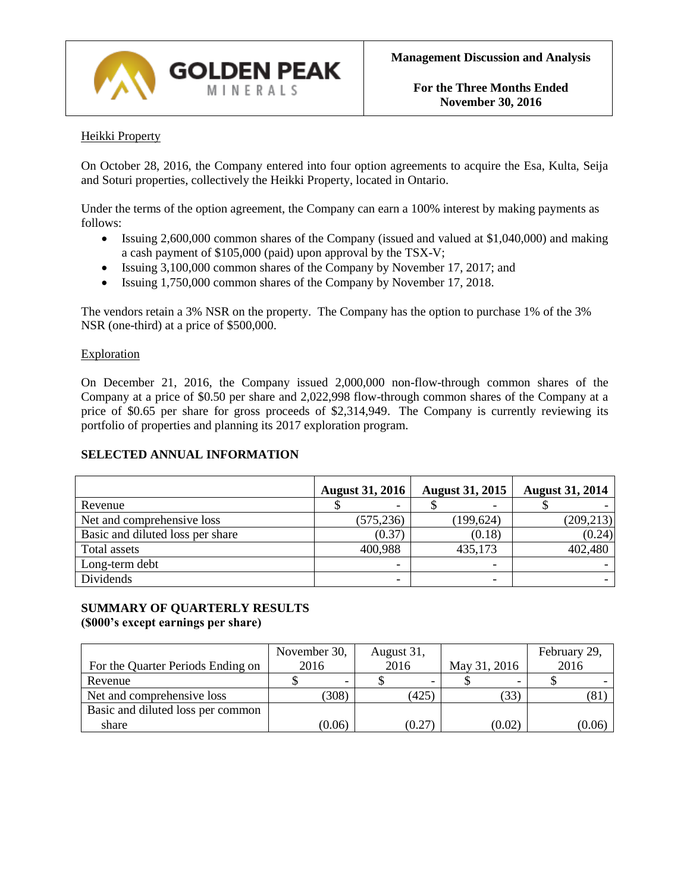Heikki Property

On October 28, 2016, the Company entered into four option agreements to acquire the Esa, Kulta, Seija and Soturi properties, collectively the Heikki Property, located in Ontario.

Under the terms of the option agreement, the Company can earn a 100% interest by making payments as follows:

- Issuing 2,600,000 common shares of the Company (issued and valued at $1,040,000) and making a cash payment of $105,000 (paid) upon approval by the TSX-V;
- Issuing 3,100,000 common shares of the Company by November 17, 2017; and
- Issuing 1,750,000 common shares of the Company by November 17, 2018.

The vendors retain a 3% NSR on the property. The Company has the option to purchase 1% of the 3% NSR (one-third) at a price of $500,000.

Exploration

On December 21, 2016, the Company issued 2,000,000 non-flow-through common shares of the Company at a price of $0.50 per share and 2,022,998 flow-through common shares of the Company at a price of $0.65 per share for gross proceeds of $2,314,949. The Company is currently reviewing its portfolio of properties and planning its 2017 exploration program.

## SELECTED ANNUAL INFORMATION

| | August 31, 2016 | August 31, 2015 | August 31, 2014 |
|---|---|---|---|
| Revenue | $ - | $ - | $ - |
| Net and comprehensive loss | (575,236) | (199,624) | (209,213) |
| Basic and diluted loss per share | (0.37) | (0.18) | (0.24) |
| Total assets | 400,988 | 435,173 | 402,480 |
| Long-term debt | - | - | - |
| Dividends | - | - | - |

## SUMMARY OF QUARTERLY RESULTS
**($000's except earnings per share)**

| For the Quarter Periods Ending on | November 30, 2016 | August 31, 2016 | May 31, 2016 | February 29, 2016 |
|---|---|---|---|---|
| Revenue | $ - | $ - | $ - | $ - |
| Net and comprehensive loss | (308) | (425) | (33) | (81) |
| Basic and diluted loss per common share | (0.06) | (0.27) | (0.02) | (0.06) |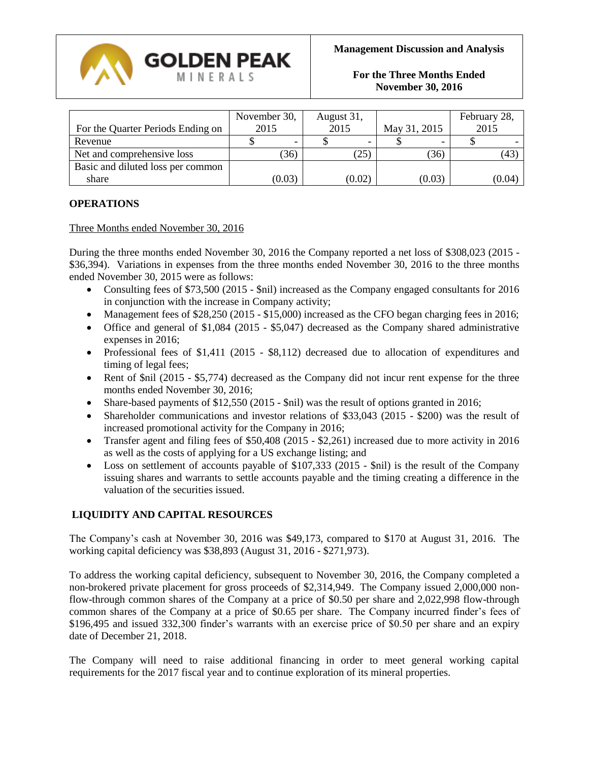| For the Quarter Periods Ending on | November 30, 2015 | August 31, 2015 | May 31, 2015 | February 28, 2015 |
|---|---|---|---|---|
| Revenue | $ - | $ - | $ - | $ - |
| Net and comprehensive loss | (36) | (25) | (36) | (43) |
| Basic and diluted loss per common share | (0.03) | (0.02) | (0.03) | (0.04) |

## OPERATIONS

Three Months ended November 30, 2016

During the three months ended November 30, 2016 the Company reported a net loss of $308,023 (2015 - $36,394). Variations in expenses from the three months ended November 30, 2016 to the three months ended November 30, 2015 were as follows:

- Consulting fees of $73,500 (2015 - $nil) increased as the Company engaged consultants for 2016 in conjunction with the increase in Company activity;
- Management fees of $28,250 (2015 - $15,000) increased as the CFO began charging fees in 2016;
- Office and general of $1,084 (2015 - $5,047) decreased as the Company shared administrative expenses in 2016;
- Professional fees of $1,411 (2015 - $8,112) decreased due to allocation of expenditures and timing of legal fees;
- Rent of $nil (2015 - $5,774) decreased as the Company did not incur rent expense for the three months ended November 30, 2016;
- Share-based payments of $12,550 (2015 - $nil) was the result of options granted in 2016;
- Shareholder communications and investor relations of $33,043 (2015 - $200) was the result of increased promotional activity for the Company in 2016;
- Transfer agent and filing fees of $50,408 (2015 - $2,261) increased due to more activity in 2016 as well as the costs of applying for a US exchange listing; and
- Loss on settlement of accounts payable of $107,333 (2015 - $nil) is the result of the Company issuing shares and warrants to settle accounts payable and the timing creating a difference in the valuation of the securities issued.

## LIQUIDITY AND CAPITAL RESOURCES

The Company's cash at November 30, 2016 was $49,173, compared to $170 at August 31, 2016. The working capital deficiency was $38,893 (August 31, 2016 - $271,973).

To address the working capital deficiency, subsequent to November 30, 2016, the Company completed a non-brokered private placement for gross proceeds of $2,314,949. The Company issued 2,000,000 non-flow-through common shares of the Company at a price of $0.50 per share and 2,022,998 flow-through common shares of the Company at a price of $0.65 per share. The Company incurred finder's fees of $196,495 and issued 332,300 finder's warrants with an exercise price of $0.50 per share and an expiry date of December 21, 2018.

The Company will need to raise additional financing in order to meet general working capital requirements for the 2017 fiscal year and to continue exploration of its mineral properties.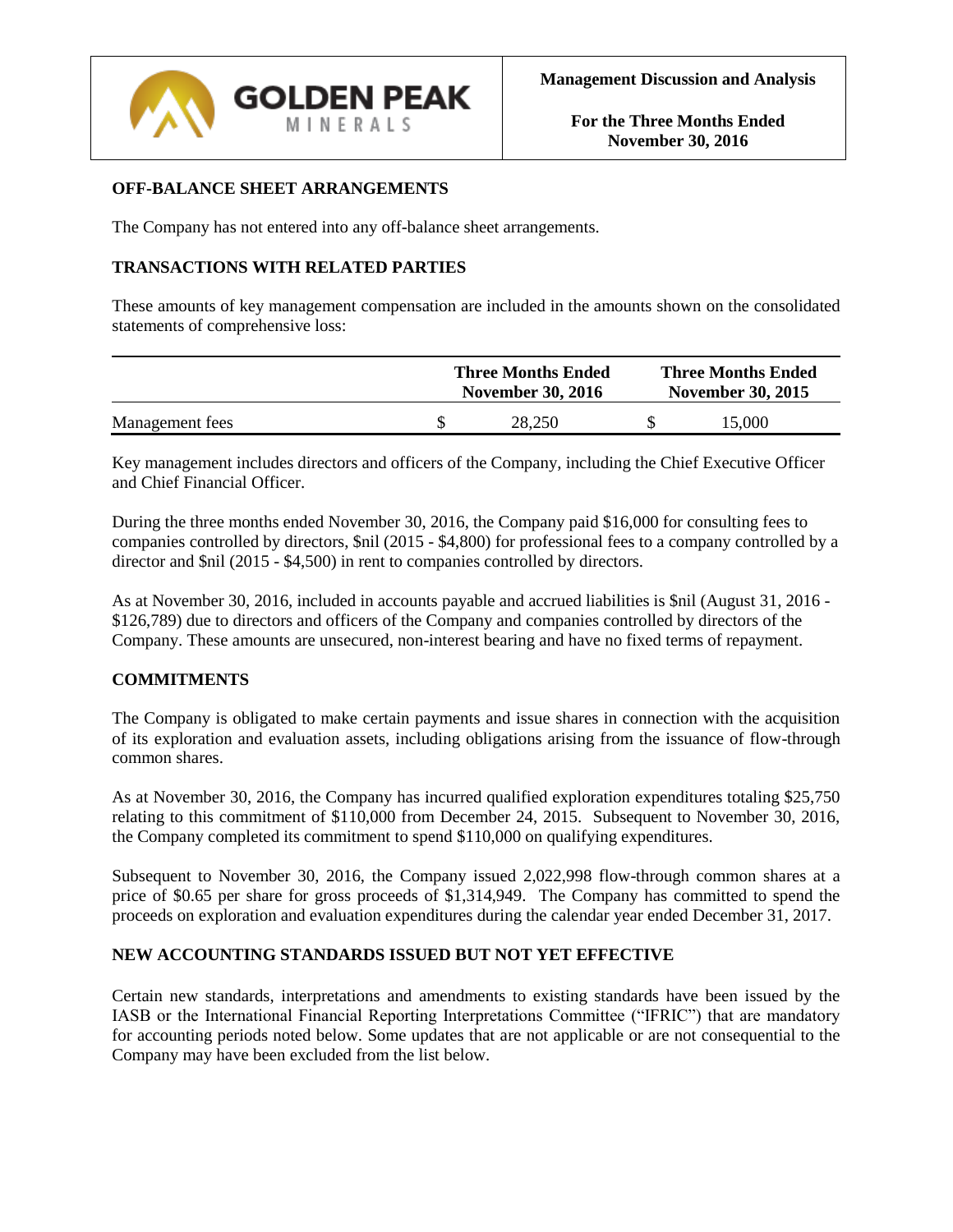## OFF-BALANCE SHEET ARRANGEMENTS

The Company has not entered into any off-balance sheet arrangements.

## TRANSACTIONS WITH RELATED PARTIES

These amounts of key management compensation are included in the amounts shown on the consolidated statements of comprehensive loss:

| | Three Months Ended November 30, 2016 | Three Months Ended November 30, 2015 |
|---|---|---|
| Management fees | $ 28,250 | $ 15,000 |

Key management includes directors and officers of the Company, including the Chief Executive Officer and Chief Financial Officer.

During the three months ended November 30, 2016, the Company paid $16,000 for consulting fees to companies controlled by directors, $nil (2015 - $4,800) for professional fees to a company controlled by a director and $nil (2015 - $4,500) in rent to companies controlled by directors.

As at November 30, 2016, included in accounts payable and accrued liabilities is $nil (August 31, 2016 - $126,789) due to directors and officers of the Company and companies controlled by directors of the Company. These amounts are unsecured, non-interest bearing and have no fixed terms of repayment.

## COMMITMENTS

The Company is obligated to make certain payments and issue shares in connection with the acquisition of its exploration and evaluation assets, including obligations arising from the issuance of flow-through common shares.

As at November 30, 2016, the Company has incurred qualified exploration expenditures totaling $25,750 relating to this commitment of $110,000 from December 24, 2015. Subsequent to November 30, 2016, the Company completed its commitment to spend $110,000 on qualifying expenditures.

Subsequent to November 30, 2016, the Company issued 2,022,998 flow-through common shares at a price of $0.65 per share for gross proceeds of $1,314,949. The Company has committed to spend the proceeds on exploration and evaluation expenditures during the calendar year ended December 31, 2017.

## NEW ACCOUNTING STANDARDS ISSUED BUT NOT YET EFFECTIVE

Certain new standards, interpretations and amendments to existing standards have been issued by the IASB or the International Financial Reporting Interpretations Committee ("IFRIC") that are mandatory for accounting periods noted below. Some updates that are not applicable or are not consequential to the Company may have been excluded from the list below.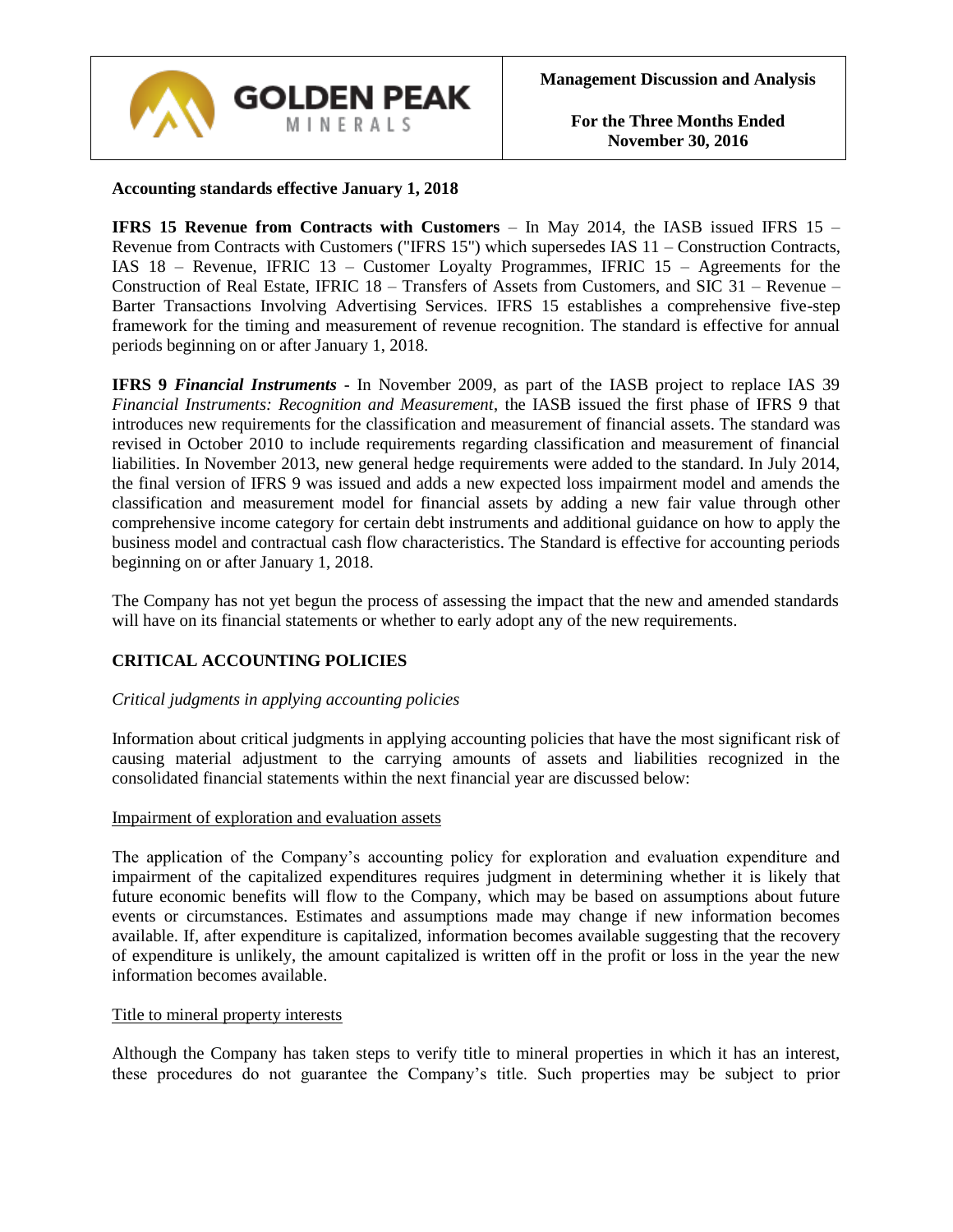**Accounting standards effective January 1, 2018**

**IFRS 15 Revenue from Contracts with Customers** – In May 2014, the IASB issued IFRS 15 – Revenue from Contracts with Customers ("IFRS 15") which supersedes IAS 11 – Construction Contracts, IAS 18 – Revenue, IFRIC 13 – Customer Loyalty Programmes, IFRIC 15 – Agreements for the Construction of Real Estate, IFRIC 18 – Transfers of Assets from Customers, and SIC 31 – Revenue – Barter Transactions Involving Advertising Services. IFRS 15 establishes a comprehensive five-step framework for the timing and measurement of revenue recognition. The standard is effective for annual periods beginning on or after January 1, 2018.

**IFRS 9 *Financial Instruments*** - In November 2009, as part of the IASB project to replace IAS 39 *Financial Instruments: Recognition and Measurement*, the IASB issued the first phase of IFRS 9 that introduces new requirements for the classification and measurement of financial assets. The standard was revised in October 2010 to include requirements regarding classification and measurement of financial liabilities. In November 2013, new general hedge requirements were added to the standard. In July 2014, the final version of IFRS 9 was issued and adds a new expected loss impairment model and amends the classification and measurement model for financial assets by adding a new fair value through other comprehensive income category for certain debt instruments and additional guidance on how to apply the business model and contractual cash flow characteristics. The Standard is effective for accounting periods beginning on or after January 1, 2018.

The Company has not yet begun the process of assessing the impact that the new and amended standards will have on its financial statements or whether to early adopt any of the new requirements.

## CRITICAL ACCOUNTING POLICIES

*Critical judgments in applying accounting policies*

Information about critical judgments in applying accounting policies that have the most significant risk of causing material adjustment to the carrying amounts of assets and liabilities recognized in the consolidated financial statements within the next financial year are discussed below:

Impairment of exploration and evaluation assets

The application of the Company's accounting policy for exploration and evaluation expenditure and impairment of the capitalized expenditures requires judgment in determining whether it is likely that future economic benefits will flow to the Company, which may be based on assumptions about future events or circumstances. Estimates and assumptions made may change if new information becomes available. If, after expenditure is capitalized, information becomes available suggesting that the recovery of expenditure is unlikely, the amount capitalized is written off in the profit or loss in the year the new information becomes available.

Title to mineral property interests

Although the Company has taken steps to verify title to mineral properties in which it has an interest, these procedures do not guarantee the Company's title. Such properties may be subject to prior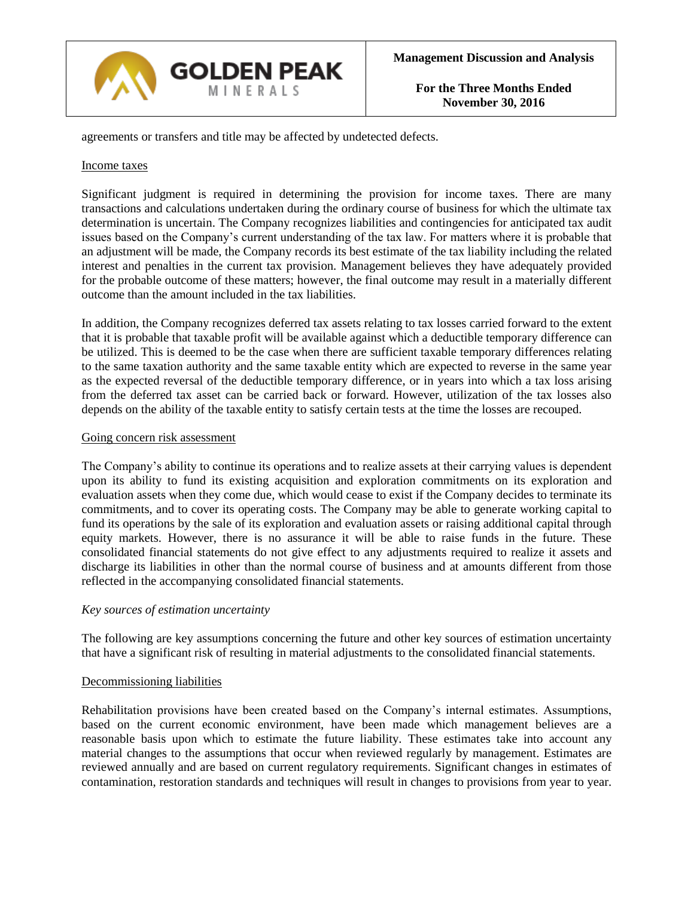agreements or transfers and title may be affected by undetected defects.

Income taxes

Significant judgment is required in determining the provision for income taxes. There are many transactions and calculations undertaken during the ordinary course of business for which the ultimate tax determination is uncertain. The Company recognizes liabilities and contingencies for anticipated tax audit issues based on the Company's current understanding of the tax law. For matters where it is probable that an adjustment will be made, the Company records its best estimate of the tax liability including the related interest and penalties in the current tax provision. Management believes they have adequately provided for the probable outcome of these matters; however, the final outcome may result in a materially different outcome than the amount included in the tax liabilities.

In addition, the Company recognizes deferred tax assets relating to tax losses carried forward to the extent that it is probable that taxable profit will be available against which a deductible temporary difference can be utilized. This is deemed to be the case when there are sufficient taxable temporary differences relating to the same taxation authority and the same taxable entity which are expected to reverse in the same year as the expected reversal of the deductible temporary difference, or in years into which a tax loss arising from the deferred tax asset can be carried back or forward. However, utilization of the tax losses also depends on the ability of the taxable entity to satisfy certain tests at the time the losses are recouped.

Going concern risk assessment

The Company's ability to continue its operations and to realize assets at their carrying values is dependent upon its ability to fund its existing acquisition and exploration commitments on its exploration and evaluation assets when they come due, which would cease to exist if the Company decides to terminate its commitments, and to cover its operating costs. The Company may be able to generate working capital to fund its operations by the sale of its exploration and evaluation assets or raising additional capital through equity markets. However, there is no assurance it will be able to raise funds in the future. These consolidated financial statements do not give effect to any adjustments required to realize it assets and discharge its liabilities in other than the normal course of business and at amounts different from those reflected in the accompanying consolidated financial statements.

*Key sources of estimation uncertainty*

The following are key assumptions concerning the future and other key sources of estimation uncertainty that have a significant risk of resulting in material adjustments to the consolidated financial statements.

Decommissioning liabilities

Rehabilitation provisions have been created based on the Company's internal estimates. Assumptions, based on the current economic environment, have been made which management believes are a reasonable basis upon which to estimate the future liability. These estimates take into account any material changes to the assumptions that occur when reviewed regularly by management. Estimates are reviewed annually and are based on current regulatory requirements. Significant changes in estimates of contamination, restoration standards and techniques will result in changes to provisions from year to year.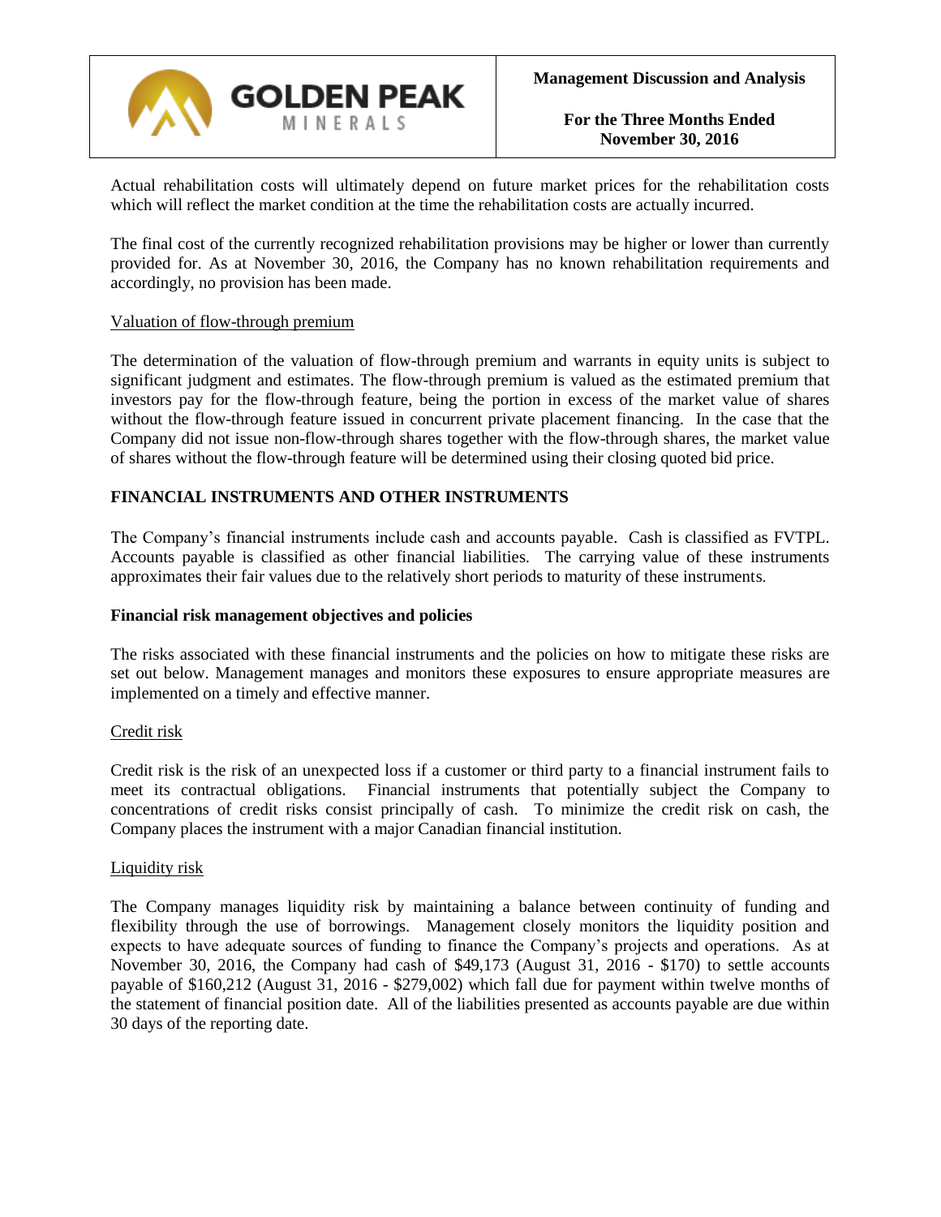Actual rehabilitation costs will ultimately depend on future market prices for the rehabilitation costs which will reflect the market condition at the time the rehabilitation costs are actually incurred.

The final cost of the currently recognized rehabilitation provisions may be higher or lower than currently provided for. As at November 30, 2016, the Company has no known rehabilitation requirements and accordingly, no provision has been made.

Valuation of flow-through premium

The determination of the valuation of flow-through premium and warrants in equity units is subject to significant judgment and estimates. The flow-through premium is valued as the estimated premium that investors pay for the flow-through feature, being the portion in excess of the market value of shares without the flow-through feature issued in concurrent private placement financing. In the case that the Company did not issue non-flow-through shares together with the flow-through shares, the market value of shares without the flow-through feature will be determined using their closing quoted bid price.

## FINANCIAL INSTRUMENTS AND OTHER INSTRUMENTS

The Company's financial instruments include cash and accounts payable. Cash is classified as FVTPL. Accounts payable is classified as other financial liabilities. The carrying value of these instruments approximates their fair values due to the relatively short periods to maturity of these instruments.

### Financial risk management objectives and policies

The risks associated with these financial instruments and the policies on how to mitigate these risks are set out below. Management manages and monitors these exposures to ensure appropriate measures are implemented on a timely and effective manner.

Credit risk

Credit risk is the risk of an unexpected loss if a customer or third party to a financial instrument fails to meet its contractual obligations. Financial instruments that potentially subject the Company to concentrations of credit risks consist principally of cash. To minimize the credit risk on cash, the Company places the instrument with a major Canadian financial institution.

Liquidity risk

The Company manages liquidity risk by maintaining a balance between continuity of funding and flexibility through the use of borrowings. Management closely monitors the liquidity position and expects to have adequate sources of funding to finance the Company's projects and operations. As at November 30, 2016, the Company had cash of $49,173 (August 31, 2016 - $170) to settle accounts payable of $160,212 (August 31, 2016 - $279,002) which fall due for payment within twelve months of the statement of financial position date. All of the liabilities presented as accounts payable are due within 30 days of the reporting date.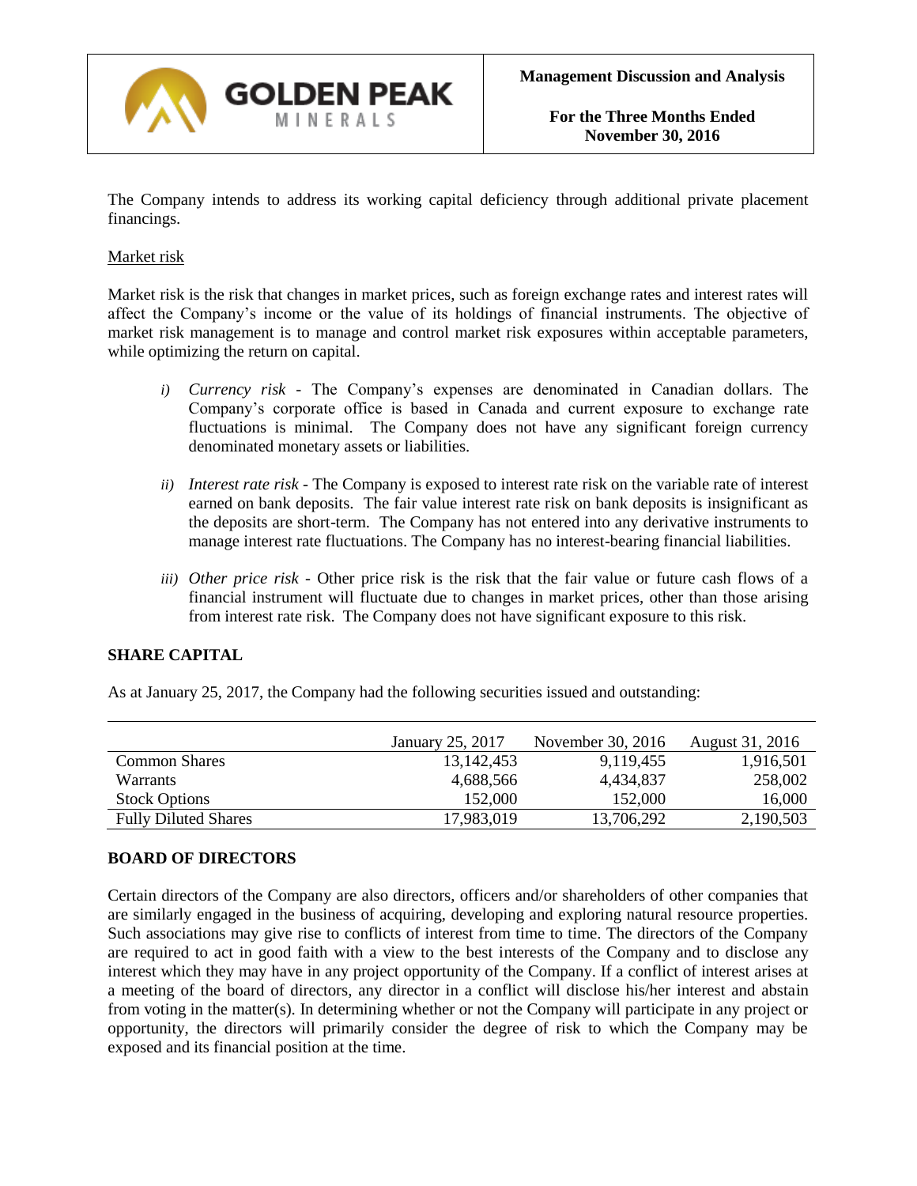The Company intends to address its working capital deficiency through additional private placement financings.

Market risk

Market risk is the risk that changes in market prices, such as foreign exchange rates and interest rates will affect the Company's income or the value of its holdings of financial instruments. The objective of market risk management is to manage and control market risk exposures within acceptable parameters, while optimizing the return on capital.

*i) Currency risk* - The Company's expenses are denominated in Canadian dollars. The Company's corporate office is based in Canada and current exposure to exchange rate fluctuations is minimal. The Company does not have any significant foreign currency denominated monetary assets or liabilities.

*ii) Interest rate risk* - The Company is exposed to interest rate risk on the variable rate of interest earned on bank deposits. The fair value interest rate risk on bank deposits is insignificant as the deposits are short-term. The Company has not entered into any derivative instruments to manage interest rate fluctuations. The Company has no interest-bearing financial liabilities.

*iii) Other price risk* - Other price risk is the risk that the fair value or future cash flows of a financial instrument will fluctuate due to changes in market prices, other than those arising from interest rate risk. The Company does not have significant exposure to this risk.

## SHARE CAPITAL

As at January 25, 2017, the Company had the following securities issued and outstanding:

| | January 25, 2017 | November 30, 2016 | August 31, 2016 |
|---|---|---|---|
| Common Shares | 13,142,453 | 9,119,455 | 1,916,501 |
| Warrants | 4,688,566 | 4,434,837 | 258,002 |
| Stock Options | 152,000 | 152,000 | 16,000 |
| Fully Diluted Shares | 17,983,019 | 13,706,292 | 2,190,503 |

## BOARD OF DIRECTORS

Certain directors of the Company are also directors, officers and/or shareholders of other companies that are similarly engaged in the business of acquiring, developing and exploring natural resource properties. Such associations may give rise to conflicts of interest from time to time. The directors of the Company are required to act in good faith with a view to the best interests of the Company and to disclose any interest which they may have in any project opportunity of the Company. If a conflict of interest arises at a meeting of the board of directors, any director in a conflict will disclose his/her interest and abstain from voting in the matter(s). In determining whether or not the Company will participate in any project or opportunity, the directors will primarily consider the degree of risk to which the Company may be exposed and its financial position at the time.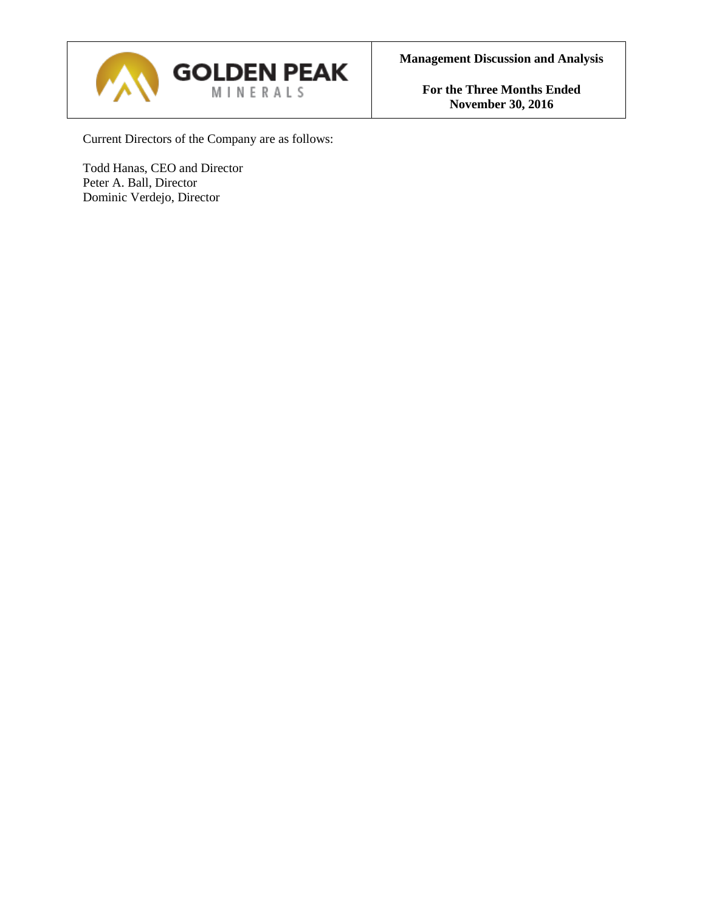Current Directors of the Company are as follows:

Todd Hanas, CEO and Director
Peter A. Ball, Director
Dominic Verdejo, Director